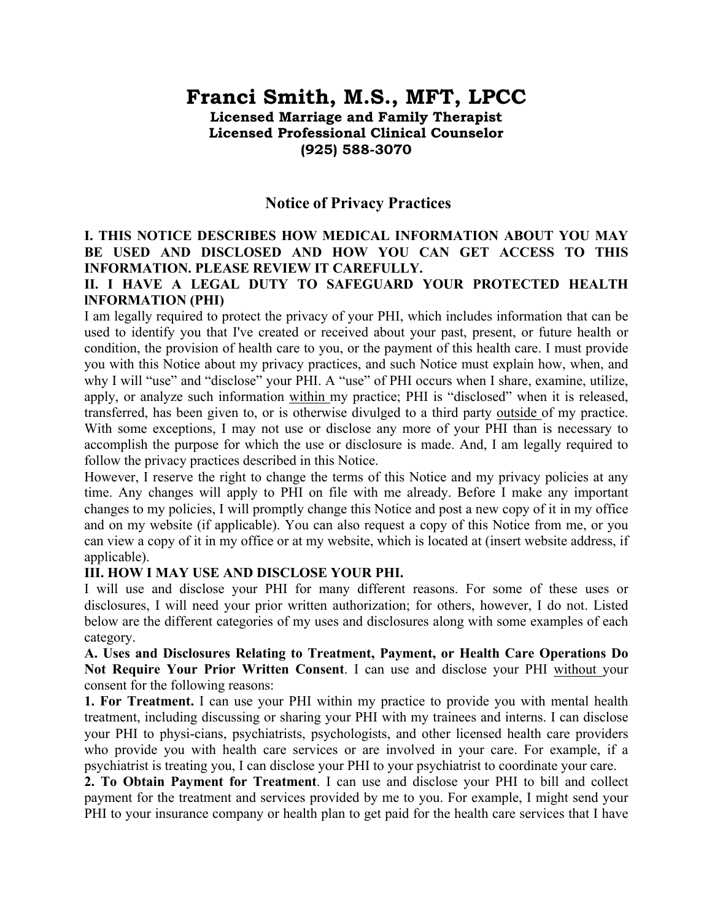# Franci Smith, M.S., MFT, LPCC

**Licensed Marriage and Family Therapist**
**Licensed Professional Clinical Counselor**
**(925) 588-3070**

## Notice of Privacy Practices

**I. THIS NOTICE DESCRIBES HOW MEDICAL INFORMATION ABOUT YOU MAY BE USED AND DISCLOSED AND HOW YOU CAN GET ACCESS TO THIS INFORMATION. PLEASE REVIEW IT CAREFULLY.**

**II. I HAVE A LEGAL DUTY TO SAFEGUARD YOUR PROTECTED HEALTH INFORMATION (PHI)**

I am legally required to protect the privacy of your PHI, which includes information that can be used to identify you that I've created or received about your past, present, or future health or condition, the provision of health care to you, or the payment of this health care. I must provide you with this Notice about my privacy practices, and such Notice must explain how, when, and why I will "use" and "disclose" your PHI. A "use" of PHI occurs when I share, examine, utilize, apply, or analyze such information <u>within</u> my practice; PHI is "disclosed" when it is released, transferred, has been given to, or is otherwise divulged to a third party <u>outside</u> of my practice. With some exceptions, I may not use or disclose any more of your PHI than is necessary to accomplish the purpose for which the use or disclosure is made. And, I am legally required to follow the privacy practices described in this Notice.

However, I reserve the right to change the terms of this Notice and my privacy policies at any time. Any changes will apply to PHI on file with me already. Before I make any important changes to my policies, I will promptly change this Notice and post a new copy of it in my office and on my website (if applicable). You can also request a copy of this Notice from me, or you can view a copy of it in my office or at my website, which is located at (insert website address, if applicable).

**III. HOW I MAY USE AND DISCLOSE YOUR PHI.**

I will use and disclose your PHI for many different reasons. For some of these uses or disclosures, I will need your prior written authorization; for others, however, I do not. Listed below are the different categories of my uses and disclosures along with some examples of each category.

**A. Uses and Disclosures Relating to Treatment, Payment, or Health Care Operations Do Not Require Your Prior Written Consent**. I can use and disclose your PHI <u>without</u> your consent for the following reasons:

**1. For Treatment.** I can use your PHI within my practice to provide you with mental health treatment, including discussing or sharing your PHI with my trainees and interns. I can disclose your PHI to physi-cians, psychiatrists, psychologists, and other licensed health care providers who provide you with health care services or are involved in your care. For example, if a psychiatrist is treating you, I can disclose your PHI to your psychiatrist to coordinate your care.

**2. To Obtain Payment for Treatment**. I can use and disclose your PHI to bill and collect payment for the treatment and services provided by me to you. For example, I might send your PHI to your insurance company or health plan to get paid for the health care services that I have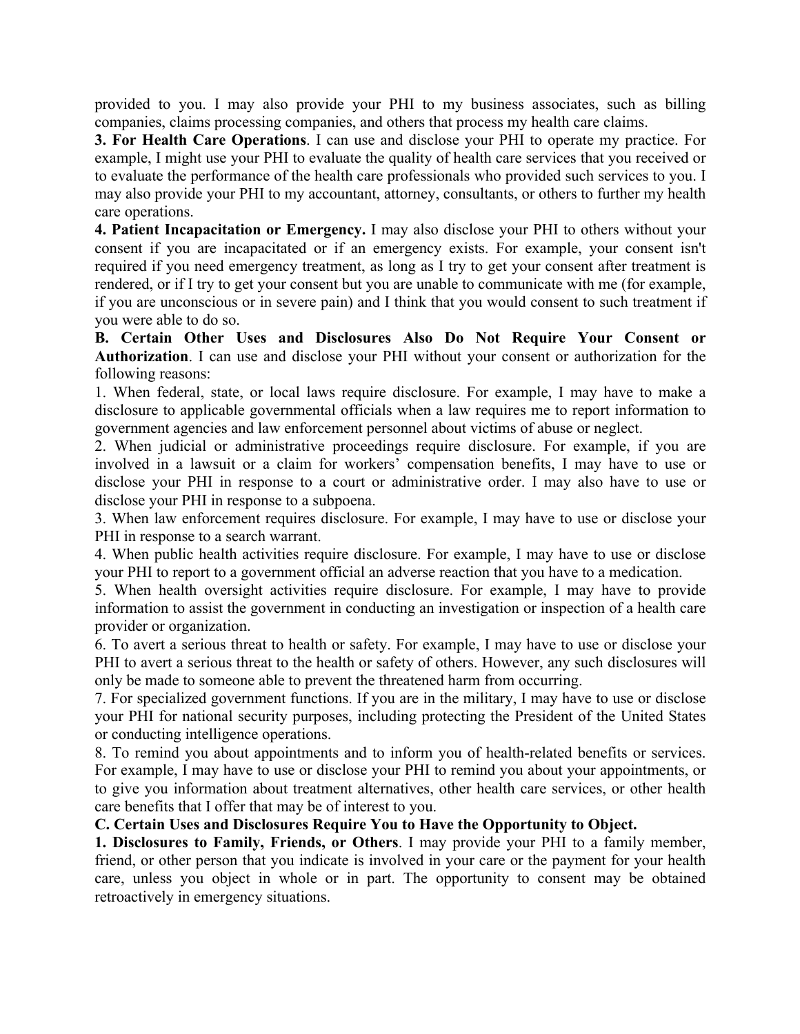provided to you. I may also provide your PHI to my business associates, such as billing companies, claims processing companies, and others that process my health care claims.

**3. For Health Care Operations**. I can use and disclose your PHI to operate my practice. For example, I might use your PHI to evaluate the quality of health care services that you received or to evaluate the performance of the health care professionals who provided such services to you. I may also provide your PHI to my accountant, attorney, consultants, or others to further my health care operations.

**4. Patient Incapacitation or Emergency.** I may also disclose your PHI to others without your consent if you are incapacitated or if an emergency exists. For example, your consent isn't required if you need emergency treatment, as long as I try to get your consent after treatment is rendered, or if I try to get your consent but you are unable to communicate with me (for example, if you are unconscious or in severe pain) and I think that you would consent to such treatment if you were able to do so.

**B. Certain Other Uses and Disclosures Also Do Not Require Your Consent or Authorization**. I can use and disclose your PHI without your consent or authorization for the following reasons:

1. When federal, state, or local laws require disclosure. For example, I may have to make a disclosure to applicable governmental officials when a law requires me to report information to government agencies and law enforcement personnel about victims of abuse or neglect.

2. When judicial or administrative proceedings require disclosure. For example, if you are involved in a lawsuit or a claim for workers' compensation benefits, I may have to use or disclose your PHI in response to a court or administrative order. I may also have to use or disclose your PHI in response to a subpoena.

3. When law enforcement requires disclosure. For example, I may have to use or disclose your PHI in response to a search warrant.

4. When public health activities require disclosure. For example, I may have to use or disclose your PHI to report to a government official an adverse reaction that you have to a medication.

5. When health oversight activities require disclosure. For example, I may have to provide information to assist the government in conducting an investigation or inspection of a health care provider or organization.

6. To avert a serious threat to health or safety. For example, I may have to use or disclose your PHI to avert a serious threat to the health or safety of others. However, any such disclosures will only be made to someone able to prevent the threatened harm from occurring.

7. For specialized government functions. If you are in the military, I may have to use or disclose your PHI for national security purposes, including protecting the President of the United States or conducting intelligence operations.

8. To remind you about appointments and to inform you of health-related benefits or services. For example, I may have to use or disclose your PHI to remind you about your appointments, or to give you information about treatment alternatives, other health care services, or other health care benefits that I offer that may be of interest to you.

**C. Certain Uses and Disclosures Require You to Have the Opportunity to Object.**

**1. Disclosures to Family, Friends, or Others**. I may provide your PHI to a family member, friend, or other person that you indicate is involved in your care or the payment for your health care, unless you object in whole or in part. The opportunity to consent may be obtained retroactively in emergency situations.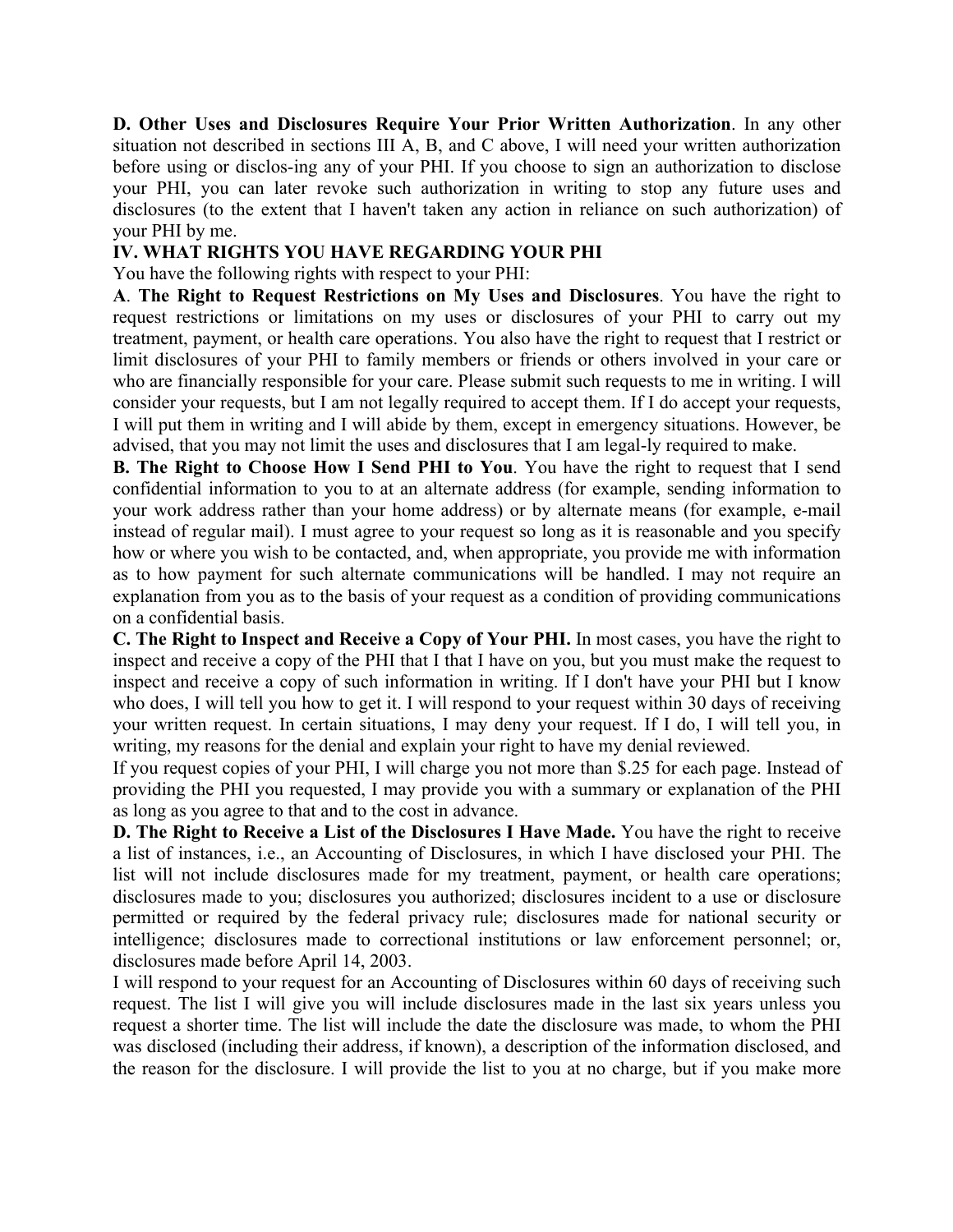**D. Other Uses and Disclosures Require Your Prior Written Authorization**. In any other situation not described in sections III A, B, and C above, I will need your written authorization before using or disclos-ing any of your PHI. If you choose to sign an authorization to disclose your PHI, you can later revoke such authorization in writing to stop any future uses and disclosures (to the extent that I haven't taken any action in reliance on such authorization) of your PHI by me.

**IV. WHAT RIGHTS YOU HAVE REGARDING YOUR PHI**

You have the following rights with respect to your PHI:

**A**. **The Right to Request Restrictions on My Uses and Disclosures**. You have the right to request restrictions or limitations on my uses or disclosures of your PHI to carry out my treatment, payment, or health care operations. You also have the right to request that I restrict or limit disclosures of your PHI to family members or friends or others involved in your care or who are financially responsible for your care. Please submit such requests to me in writing. I will consider your requests, but I am not legally required to accept them. If I do accept your requests, I will put them in writing and I will abide by them, except in emergency situations. However, be advised, that you may not limit the uses and disclosures that I am legal-ly required to make.

**B. The Right to Choose How I Send PHI to You**. You have the right to request that I send confidential information to you to at an alternate address (for example, sending information to your work address rather than your home address) or by alternate means (for example, e-mail instead of regular mail). I must agree to your request so long as it is reasonable and you specify how or where you wish to be contacted, and, when appropriate, you provide me with information as to how payment for such alternate communications will be handled. I may not require an explanation from you as to the basis of your request as a condition of providing communications on a confidential basis.

**C. The Right to Inspect and Receive a Copy of Your PHI.** In most cases, you have the right to inspect and receive a copy of the PHI that I that I have on you, but you must make the request to inspect and receive a copy of such information in writing. If I don't have your PHI but I know who does, I will tell you how to get it. I will respond to your request within 30 days of receiving your written request. In certain situations, I may deny your request. If I do, I will tell you, in writing, my reasons for the denial and explain your right to have my denial reviewed.

If you request copies of your PHI, I will charge you not more than $.25 for each page. Instead of providing the PHI you requested, I may provide you with a summary or explanation of the PHI as long as you agree to that and to the cost in advance.

**D. The Right to Receive a List of the Disclosures I Have Made.** You have the right to receive a list of instances, i.e., an Accounting of Disclosures, in which I have disclosed your PHI. The list will not include disclosures made for my treatment, payment, or health care operations; disclosures made to you; disclosures you authorized; disclosures incident to a use or disclosure permitted or required by the federal privacy rule; disclosures made for national security or intelligence; disclosures made to correctional institutions or law enforcement personnel; or, disclosures made before April 14, 2003.

I will respond to your request for an Accounting of Disclosures within 60 days of receiving such request. The list I will give you will include disclosures made in the last six years unless you request a shorter time. The list will include the date the disclosure was made, to whom the PHI was disclosed (including their address, if known), a description of the information disclosed, and the reason for the disclosure. I will provide the list to you at no charge, but if you make more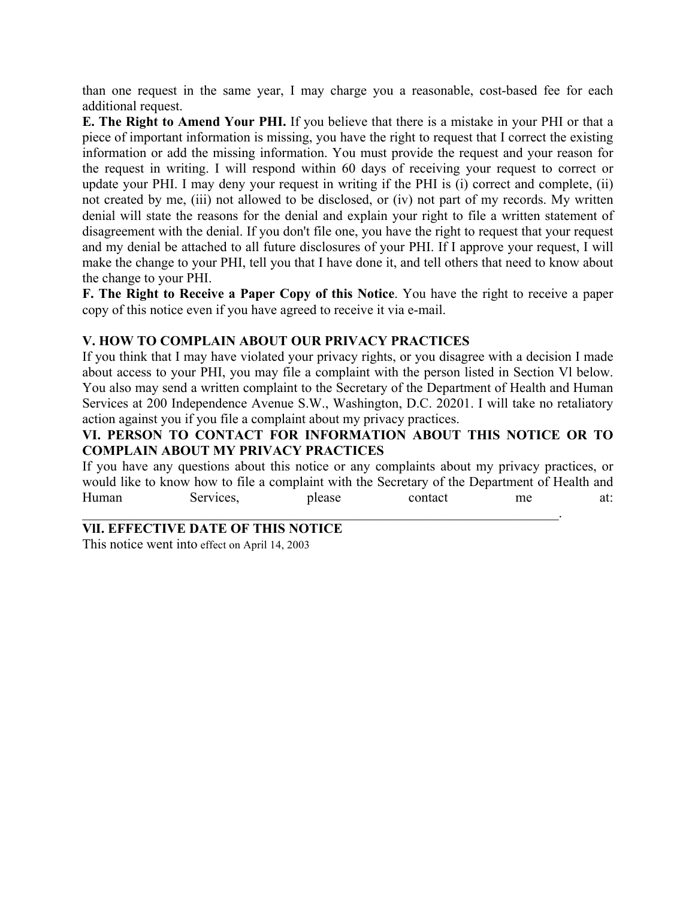than one request in the same year, I may charge you a reasonable, cost-based fee for each additional request.

**E. The Right to Amend Your PHI.** If you believe that there is a mistake in your PHI or that a piece of important information is missing, you have the right to request that I correct the existing information or add the missing information. You must provide the request and your reason for the request in writing. I will respond within 60 days of receiving your request to correct or update your PHI. I may deny your request in writing if the PHI is (i) correct and complete, (ii) not created by me, (iii) not allowed to be disclosed, or (iv) not part of my records. My written denial will state the reasons for the denial and explain your right to file a written statement of disagreement with the denial. If you don't file one, you have the right to request that your request and my denial be attached to all future disclosures of your PHI. If I approve your request, I will make the change to your PHI, tell you that I have done it, and tell others that need to know about the change to your PHI.

**F. The Right to Receive a Paper Copy of this Notice**. You have the right to receive a paper copy of this notice even if you have agreed to receive it via e-mail.

## V. HOW TO COMPLAIN ABOUT OUR PRIVACY PRACTICES

If you think that I may have violated your privacy rights, or you disagree with a decision I made about access to your PHI, you may file a complaint with the person listed in Section Vl below. You also may send a written complaint to the Secretary of the Department of Health and Human Services at 200 Independence Avenue S.W., Washington, D.C. 20201. I will take no retaliatory action against you if you file a complaint about my privacy practices.

## VI. PERSON TO CONTACT FOR INFORMATION ABOUT THIS NOTICE OR TO COMPLAIN ABOUT MY PRIVACY PRACTICES

If you have any questions about this notice or any complaints about my privacy practices, or would like to know how to file a complaint with the Secretary of the Department of Health and Human Services, please contact me at: ________________________________________________.

## VIl. EFFECTIVE DATE OF THIS NOTICE

This notice went into effect on April 14, 2003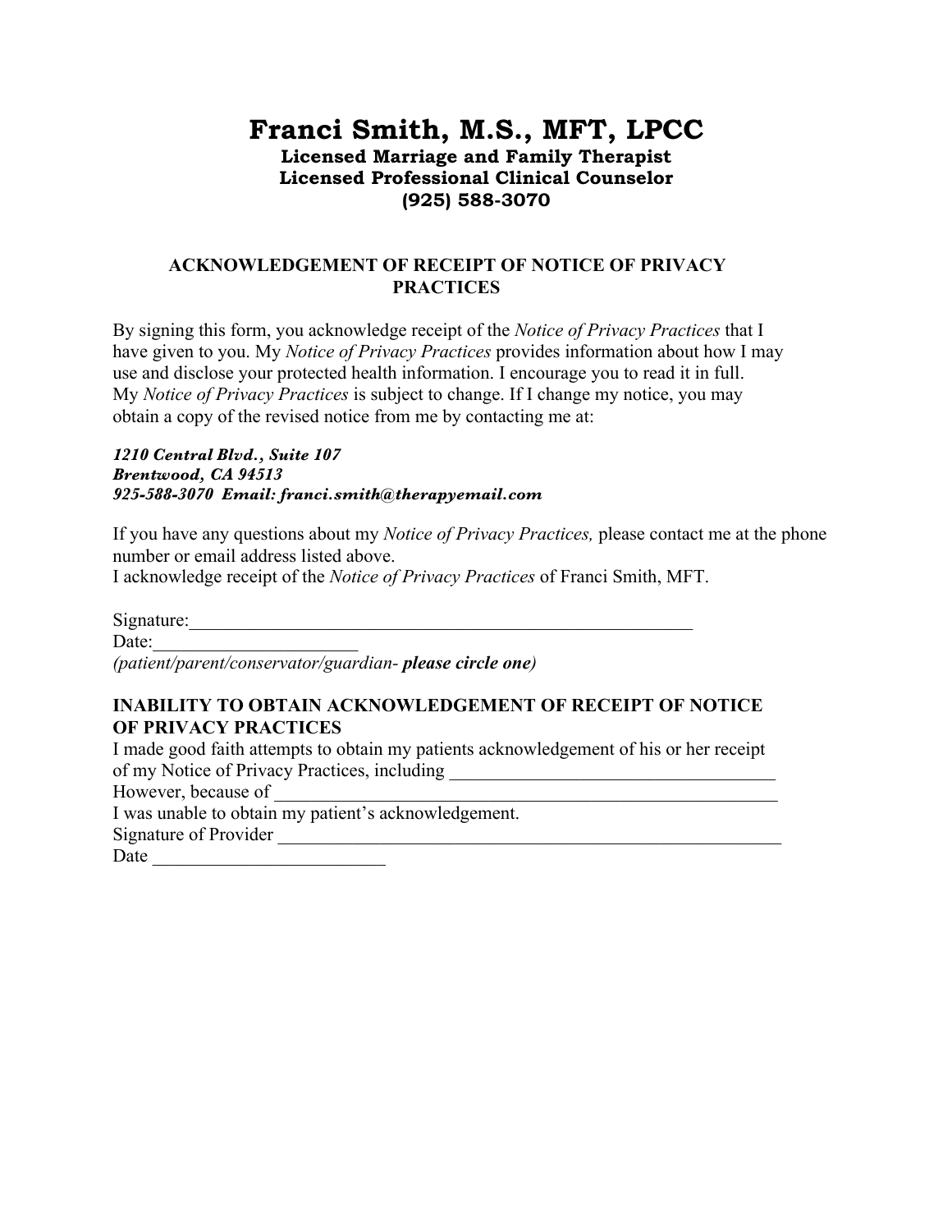# Franci Smith, M.S., MFT, LPCC

**Licensed Marriage and Family Therapist**
**Licensed Professional Clinical Counselor**
**(925) 588-3070**

## ACKNOWLEDGEMENT OF RECEIPT OF NOTICE OF PRIVACY PRACTICES

By signing this form, you acknowledge receipt of the *Notice of Privacy Practices* that I have given to you. My *Notice of Privacy Practices* provides information about how I may use and disclose your protected health information. I encourage you to read it in full. My *Notice of Privacy Practices* is subject to change. If I change my notice, you may obtain a copy of the revised notice from me by contacting me at:

***1210 Central Blvd., Suite 107***
***Brentwood, CA 94513***
***925-588-3070 Email: franci.smith@therapyemail.com***

If you have any questions about my *Notice of Privacy Practices,* please contact me at the phone number or email address listed above.
I acknowledge receipt of the *Notice of Privacy Practices* of Franci Smith, MFT.

Signature:_______________________________________________________
Date:______________________
*(patient/parent/conservator/guardian-* ***please circle one)***

## INABILITY TO OBTAIN ACKNOWLEDGEMENT OF RECEIPT OF NOTICE OF PRIVACY PRACTICES

I made good faith attempts to obtain my patients acknowledgement of his or her receipt of my Notice of Privacy Practices, including ___________________________________
However, because of _________________________________________________________
I was unable to obtain my patient's acknowledgement.
Signature of Provider ________________________________________________________
Date _________________________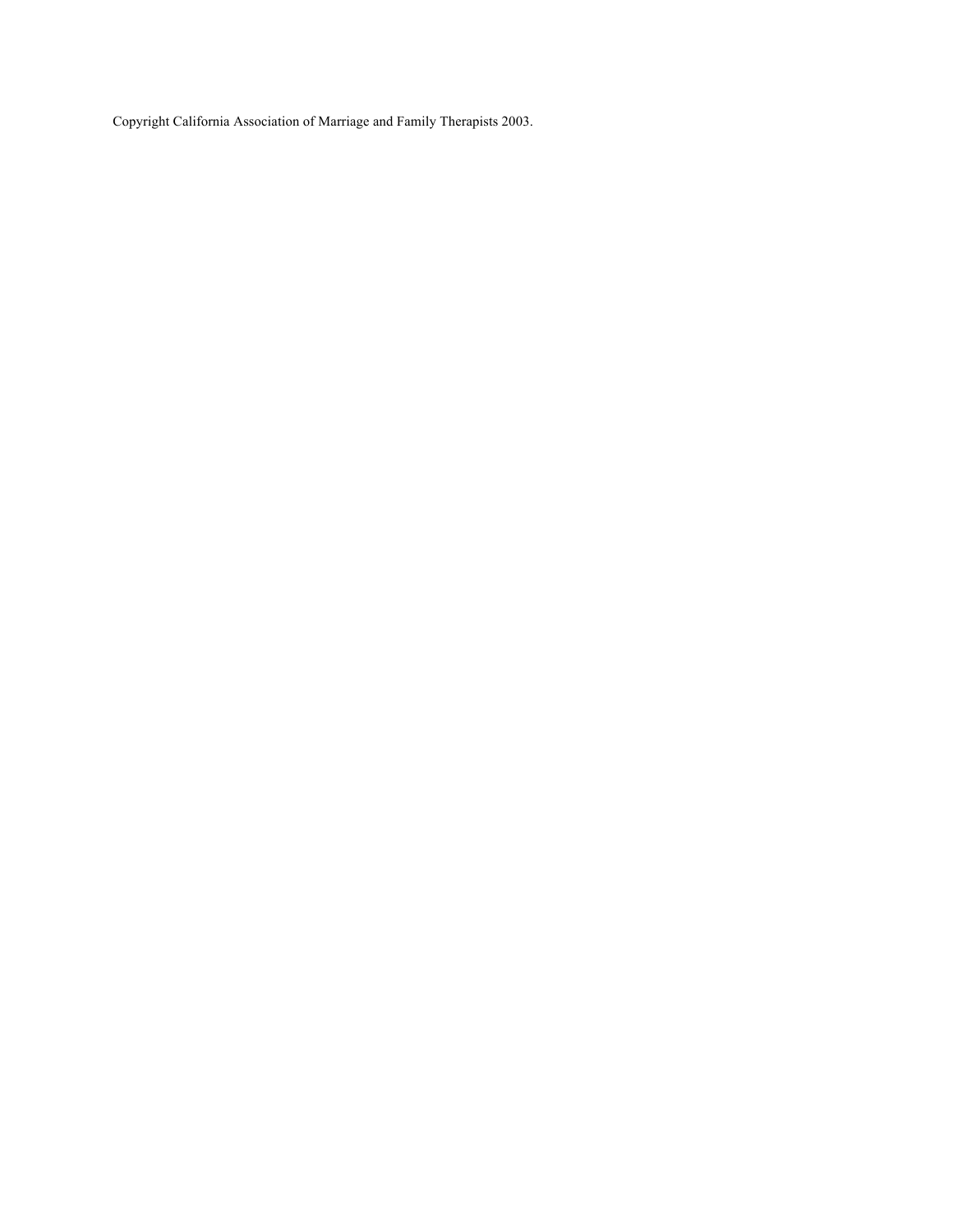Copyright California Association of Marriage and Family Therapists 2003.